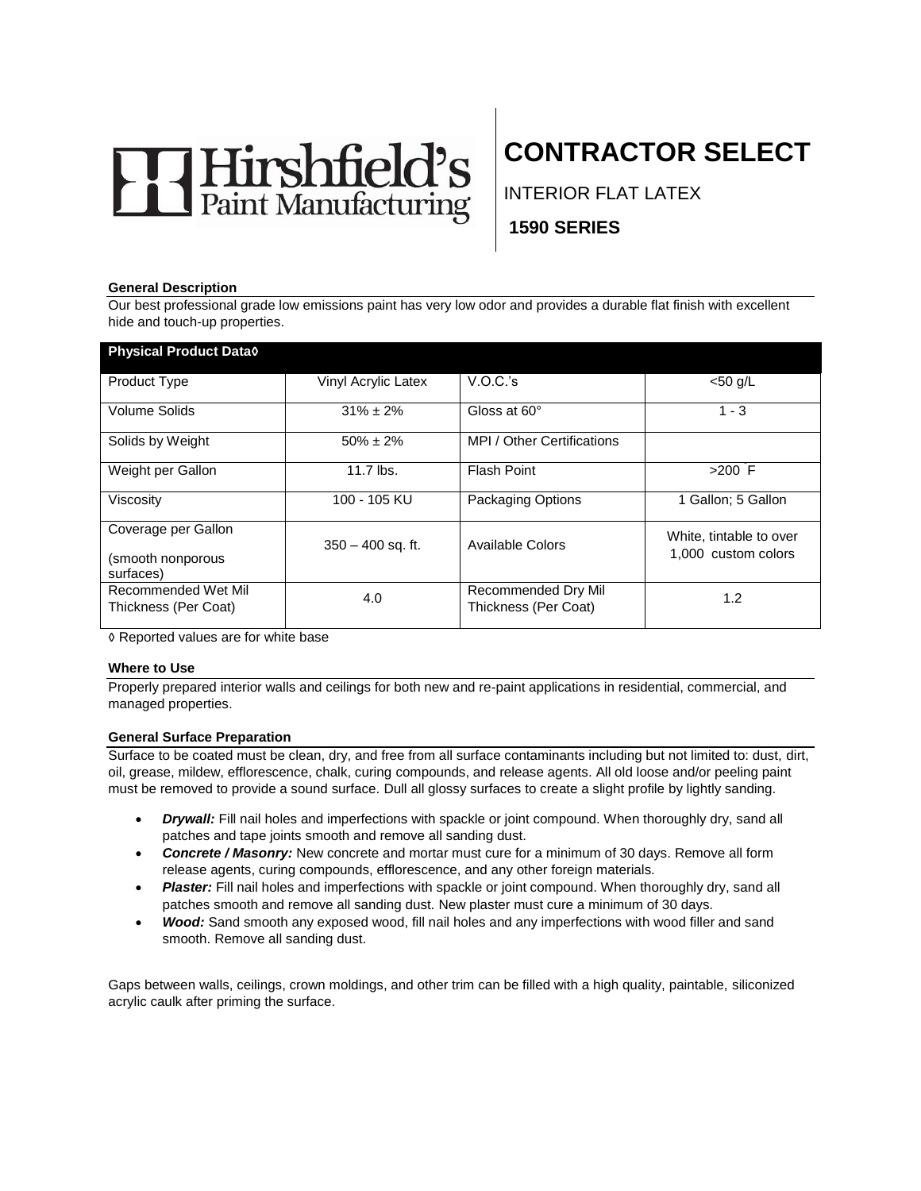Hirshfield's Paint Manufacturing

# CONTRACTOR SELECT

INTERIOR FLAT LATEX

**1590 SERIES**

### General Description

Our best professional grade low emissions paint has very low odor and provides a durable flat finish with excellent hide and touch-up properties.

| Physical Product Data◊ | | | |
|---|---|---|---|
| Product Type | Vinyl Acrylic Latex | V.O.C.'s | <50 g/L |
| Volume Solids | 31% ± 2% | Gloss at 60° | 1 - 3 |
| Solids by Weight | 50% ± 2% | MPI / Other Certifications | |
| Weight per Gallon | 11.7 lbs. | Flash Point | >200 ˚F |
| Viscosity | 100 - 105 KU | Packaging Options | 1 Gallon; 5 Gallon |
| Coverage per Gallon (smooth nonporous surfaces) | 350 – 400 sq. ft. | Available Colors | White, tintable to over 1,000 custom colors |
| Recommended Wet Mil Thickness (Per Coat) | 4.0 | Recommended Dry Mil Thickness (Per Coat) | 1.2 |

◊ Reported values are for white base

### Where to Use

Properly prepared interior walls and ceilings for both new and re-paint applications in residential, commercial, and managed properties.

### General Surface Preparation

Surface to be coated must be clean, dry, and free from all surface contaminants including but not limited to: dust, dirt, oil, grease, mildew, efflorescence, chalk, curing compounds, and release agents. All old loose and/or peeling paint must be removed to provide a sound surface. Dull all glossy surfaces to create a slight profile by lightly sanding.

- ***Drywall:*** Fill nail holes and imperfections with spackle or joint compound. When thoroughly dry, sand all patches and tape joints smooth and remove all sanding dust.
- ***Concrete / Masonry:*** New concrete and mortar must cure for a minimum of 30 days. Remove all form release agents, curing compounds, efflorescence, and any other foreign materials.
- ***Plaster:*** Fill nail holes and imperfections with spackle or joint compound. When thoroughly dry, sand all patches smooth and remove all sanding dust. New plaster must cure a minimum of 30 days.
- ***Wood:*** Sand smooth any exposed wood, fill nail holes and any imperfections with wood filler and sand smooth. Remove all sanding dust.

Gaps between walls, ceilings, crown moldings, and other trim can be filled with a high quality, paintable, siliconized acrylic caulk after priming the surface.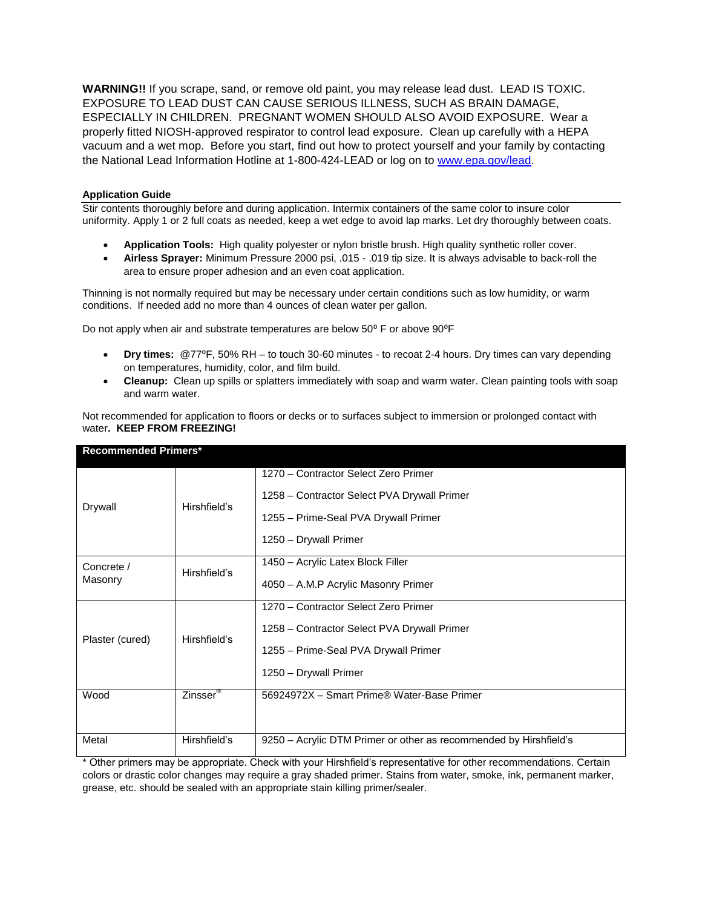**WARNING!!** If you scrape, sand, or remove old paint, you may release lead dust. LEAD IS TOXIC. EXPOSURE TO LEAD DUST CAN CAUSE SERIOUS ILLNESS, SUCH AS BRAIN DAMAGE, ESPECIALLY IN CHILDREN. PREGNANT WOMEN SHOULD ALSO AVOID EXPOSURE. Wear a properly fitted NIOSH-approved respirator to control lead exposure. Clean up carefully with a HEPA vacuum and a wet mop. Before you start, find out how to protect yourself and your family by contacting the National Lead Information Hotline at 1-800-424-LEAD or log on to [www.epa.gov/lead](http://www.epa.gov/lead).

### Application Guide

Stir contents thoroughly before and during application. Intermix containers of the same color to insure color uniformity. Apply 1 or 2 full coats as needed, keep a wet edge to avoid lap marks. Let dry thoroughly between coats.

- **Application Tools:** High quality polyester or nylon bristle brush. High quality synthetic roller cover.
- **Airless Sprayer:** Minimum Pressure 2000 psi, .015 - .019 tip size. It is always advisable to back-roll the area to ensure proper adhesion and an even coat application.

Thinning is not normally required but may be necessary under certain conditions such as low humidity, or warm conditions. If needed add no more than 4 ounces of clean water per gallon.

Do not apply when air and substrate temperatures are below 50º F or above 90ºF

- **Dry times:** @77ºF, 50% RH – to touch 30-60 minutes - to recoat 2-4 hours. Dry times can vary depending on temperatures, humidity, color, and film build.
- **Cleanup:** Clean up spills or splatters immediately with soap and warm water. Clean painting tools with soap and warm water.

Not recommended for application to floors or decks or to surfaces subject to immersion or prolonged contact with water**. KEEP FROM FREEZING!**

| Recommended Primers* | | |
|---|---|---|
| Drywall | Hirshfield's | 1270 – Contractor Select Zero Primer<br>1258 – Contractor Select PVA Drywall Primer<br>1255 – Prime-Seal PVA Drywall Primer<br>1250 – Drywall Primer |
| Concrete / Masonry | Hirshfield's | 1450 – Acrylic Latex Block Filler<br>4050 – A.M.P Acrylic Masonry Primer |
| Plaster (cured) | Hirshfield's | 1270 – Contractor Select Zero Primer<br>1258 – Contractor Select PVA Drywall Primer<br>1255 – Prime-Seal PVA Drywall Primer<br>1250 – Drywall Primer |
| Wood | Zinsser® | 56924972X – Smart Prime® Water-Base Primer |
| Metal | Hirshfield's | 9250 – Acrylic DTM Primer or other as recommended by Hirshfield's |

* Other primers may be appropriate. Check with your Hirshfield's representative for other recommendations. Certain colors or drastic color changes may require a gray shaded primer. Stains from water, smoke, ink, permanent marker, grease, etc. should be sealed with an appropriate stain killing primer/sealer.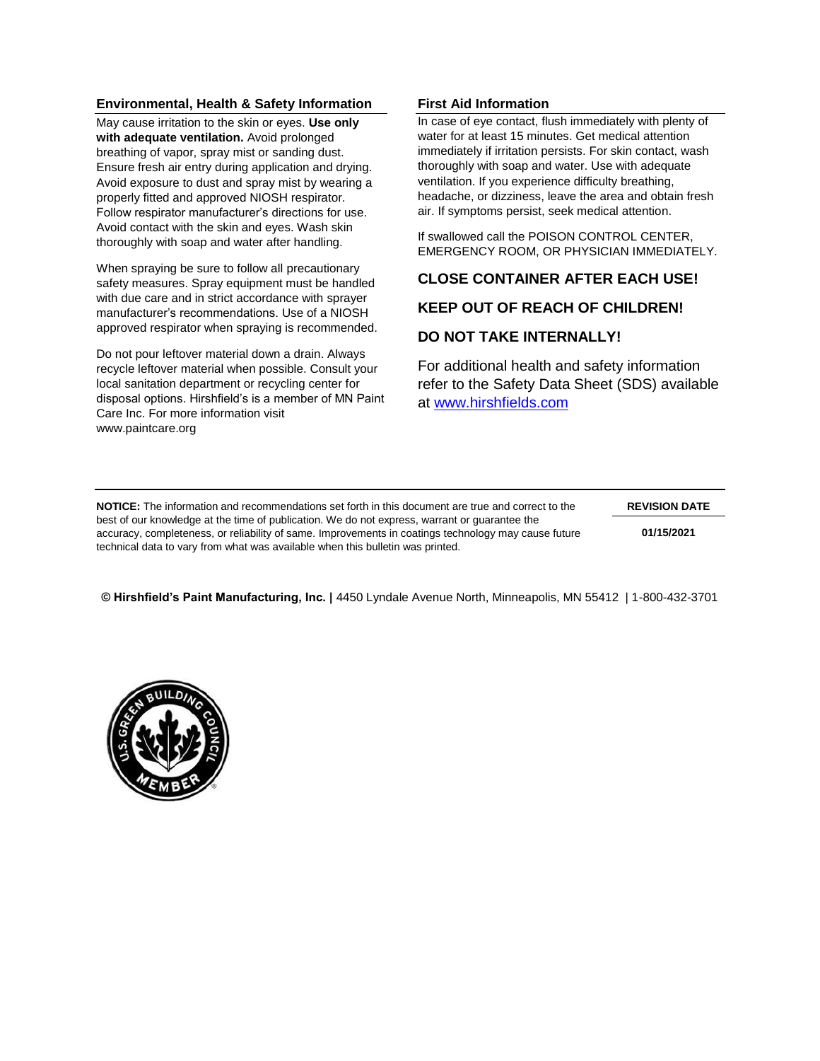## Environmental, Health & Safety Information

May cause irritation to the skin or eyes. **Use only with adequate ventilation.** Avoid prolonged breathing of vapor, spray mist or sanding dust. Ensure fresh air entry during application and drying. Avoid exposure to dust and spray mist by wearing a properly fitted and approved NIOSH respirator. Follow respirator manufacturer's directions for use. Avoid contact with the skin and eyes. Wash skin thoroughly with soap and water after handling.

When spraying be sure to follow all precautionary safety measures. Spray equipment must be handled with due care and in strict accordance with sprayer manufacturer's recommendations. Use of a NIOSH approved respirator when spraying is recommended.

Do not pour leftover material down a drain. Always recycle leftover material when possible. Consult your local sanitation department or recycling center for disposal options. Hirshfield's is a member of MN Paint Care Inc. For more information visit www.paintcare.org

## First Aid Information

In case of eye contact, flush immediately with plenty of water for at least 15 minutes. Get medical attention immediately if irritation persists. For skin contact, wash thoroughly with soap and water. Use with adequate ventilation. If you experience difficulty breathing, headache, or dizziness, leave the area and obtain fresh air. If symptoms persist, seek medical attention.

If swallowed call the POISON CONTROL CENTER, EMERGENCY ROOM, OR PHYSICIAN IMMEDIATELY.

**CLOSE CONTAINER AFTER EACH USE!**

**KEEP OUT OF REACH OF CHILDREN!**

**DO NOT TAKE INTERNALLY!**

For additional health and safety information refer to the Safety Data Sheet (SDS) available at [www.hirshfields.com](http://www.hirshfields.com)

---

**NOTICE:** The information and recommendations set forth in this document are true and correct to the best of our knowledge at the time of publication. We do not express, warrant or guarantee the accuracy, completeness, or reliability of same. Improvements in coatings technology may cause future technical data to vary from what was available when this bulletin was printed.

**REVISION DATE**

**01/15/2021**

**© Hirshfield's Paint Manufacturing, Inc. |** 4450 Lyndale Avenue North, Minneapolis, MN 55412 | 1-800-432-3701

U.S. GREEN BUILDING COUNCIL MEMBER